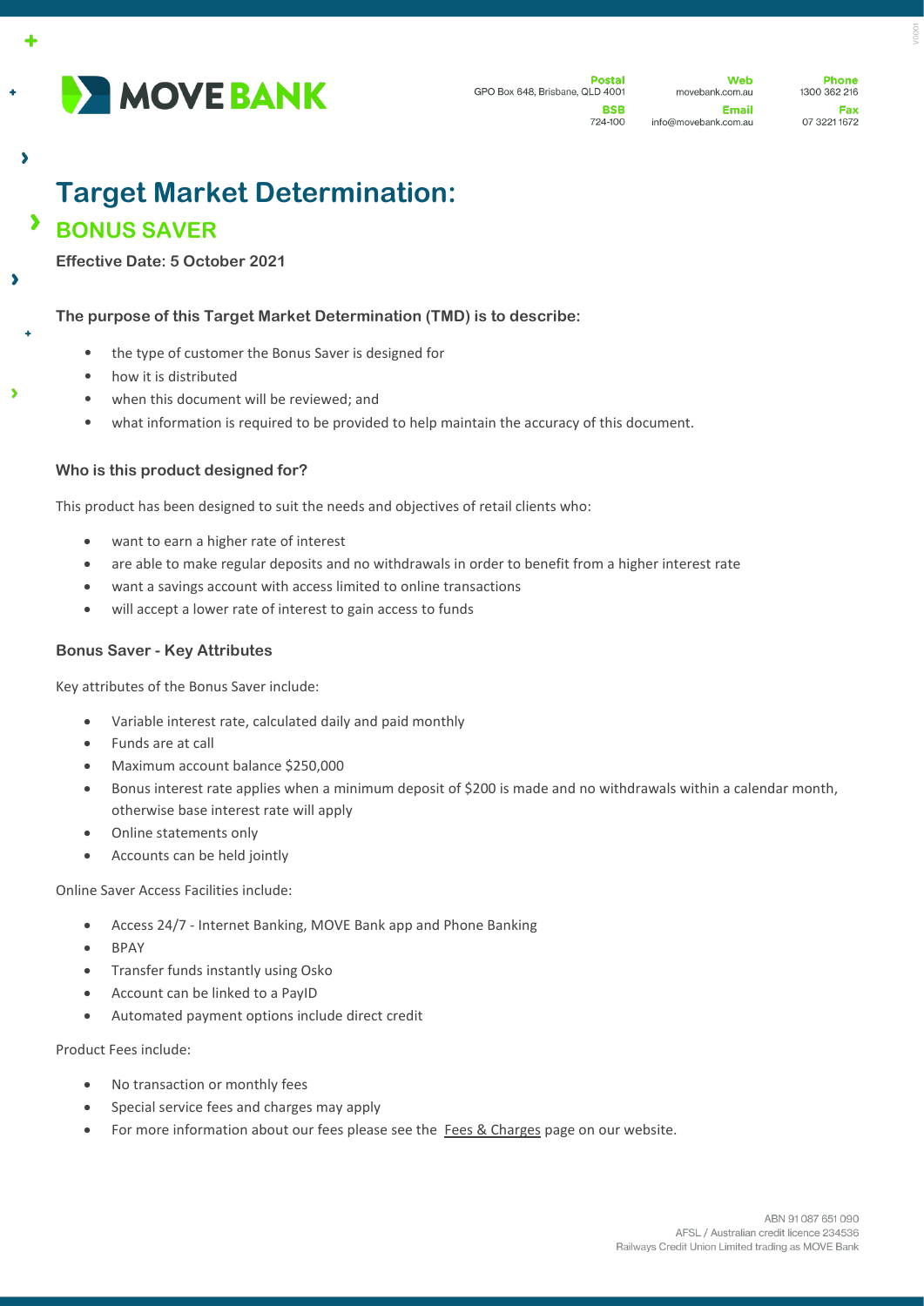MOVE BANK

**Postal**
GPO Box 648, Brisbane, QLD 4001

**BSB**
724-100

**Web**
movebank.com.au

**Email**
info@movebank.com.au

**Phone**
1300 362 216

**Fax**
07 3221 1672

# Target Market Determination:

## BONUS SAVER

**Effective Date: 5 October 2021**

### The purpose of this Target Market Determination (TMD) is to describe:

- the type of customer the Bonus Saver is designed for
- how it is distributed
- when this document will be reviewed; and
- what information is required to be provided to help maintain the accuracy of this document.

### Who is this product designed for?

This product has been designed to suit the needs and objectives of retail clients who:

- want to earn a higher rate of interest
- are able to make regular deposits and no withdrawals in order to benefit from a higher interest rate
- want a savings account with access limited to online transactions
- will accept a lower rate of interest to gain access to funds

### Bonus Saver - Key Attributes

Key attributes of the Bonus Saver include:

- Variable interest rate, calculated daily and paid monthly
- Funds are at call
- Maximum account balance $250,000
- Bonus interest rate applies when a minimum deposit of $200 is made and no withdrawals within a calendar month, otherwise base interest rate will apply
- Online statements only
- Accounts can be held jointly

Online Saver Access Facilities include:

- Access 24/7 - Internet Banking, MOVE Bank app and Phone Banking
- BPAY
- Transfer funds instantly using Osko
- Account can be linked to a PayID
- Automated payment options include direct credit

Product Fees include:

- No transaction or monthly fees
- Special service fees and charges may apply
- For more information about our fees please see the Fees & Charges page on our website.

ABN 91 087 651 090
AFSL / Australian credit licence 234536
Railways Credit Union Limited trading as MOVE Bank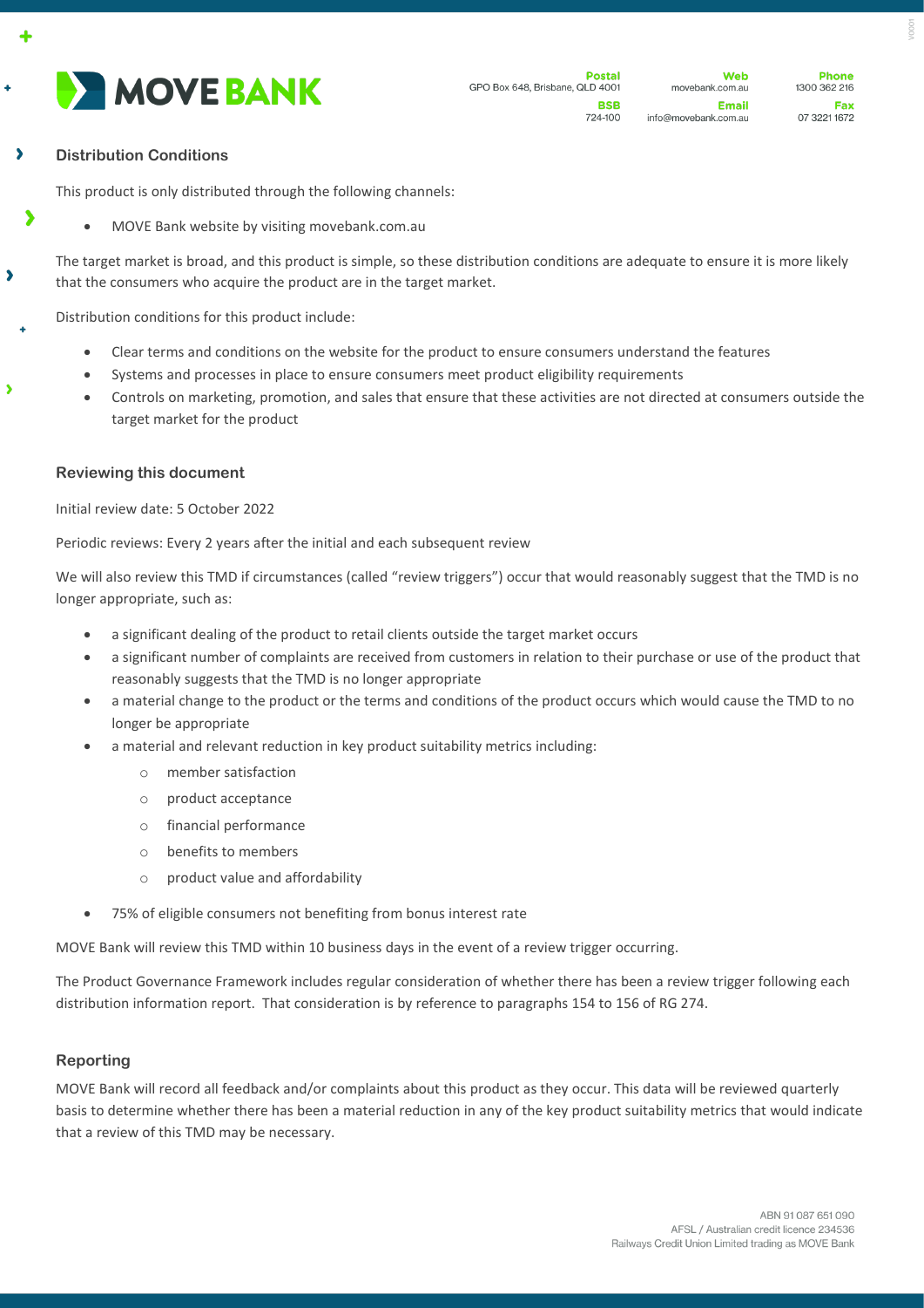## Distribution Conditions

This product is only distributed through the following channels:

- MOVE Bank website by visiting movebank.com.au

The target market is broad, and this product is simple, so these distribution conditions are adequate to ensure it is more likely that the consumers who acquire the product are in the target market.

Distribution conditions for this product include:

- Clear terms and conditions on the website for the product to ensure consumers understand the features
- Systems and processes in place to ensure consumers meet product eligibility requirements
- Controls on marketing, promotion, and sales that ensure that these activities are not directed at consumers outside the target market for the product

## Reviewing this document

Initial review date: 5 October 2022

Periodic reviews: Every 2 years after the initial and each subsequent review

We will also review this TMD if circumstances (called "review triggers") occur that would reasonably suggest that the TMD is no longer appropriate, such as:

- a significant dealing of the product to retail clients outside the target market occurs
- a significant number of complaints are received from customers in relation to their purchase or use of the product that reasonably suggests that the TMD is no longer appropriate
- a material change to the product or the terms and conditions of the product occurs which would cause the TMD to no longer be appropriate
- a material and relevant reduction in key product suitability metrics including:
  - member satisfaction
  - product acceptance
  - financial performance
  - benefits to members
  - product value and affordability
- 75% of eligible consumers not benefiting from bonus interest rate

MOVE Bank will review this TMD within 10 business days in the event of a review trigger occurring.

The Product Governance Framework includes regular consideration of whether there has been a review trigger following each distribution information report. That consideration is by reference to paragraphs 154 to 156 of RG 274.

## Reporting

MOVE Bank will record all feedback and/or complaints about this product as they occur. This data will be reviewed quarterly basis to determine whether there has been a material reduction in any of the key product suitability metrics that would indicate that a review of this TMD may be necessary.